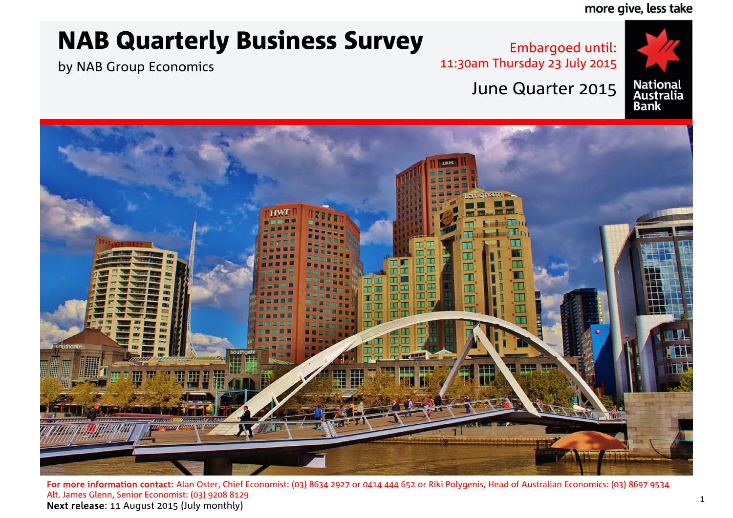more give, less take

# NAB Quarterly Business Survey

by NAB Group Economics

Embargoed until:
11:30am Thursday 23 July 2015

June Quarter 2015

National Australia Bank

**For more information contact:** Alan Oster, Chief Economist: (03) 8634 2927 or 0414 444 652 or Riki Polygenis, Head of Australian Economics: (03) 8697 9534
Alt. James Glenn, Senior Economist: (03) 9208 8129
**Next release**: 11 August 2015 (July monthly)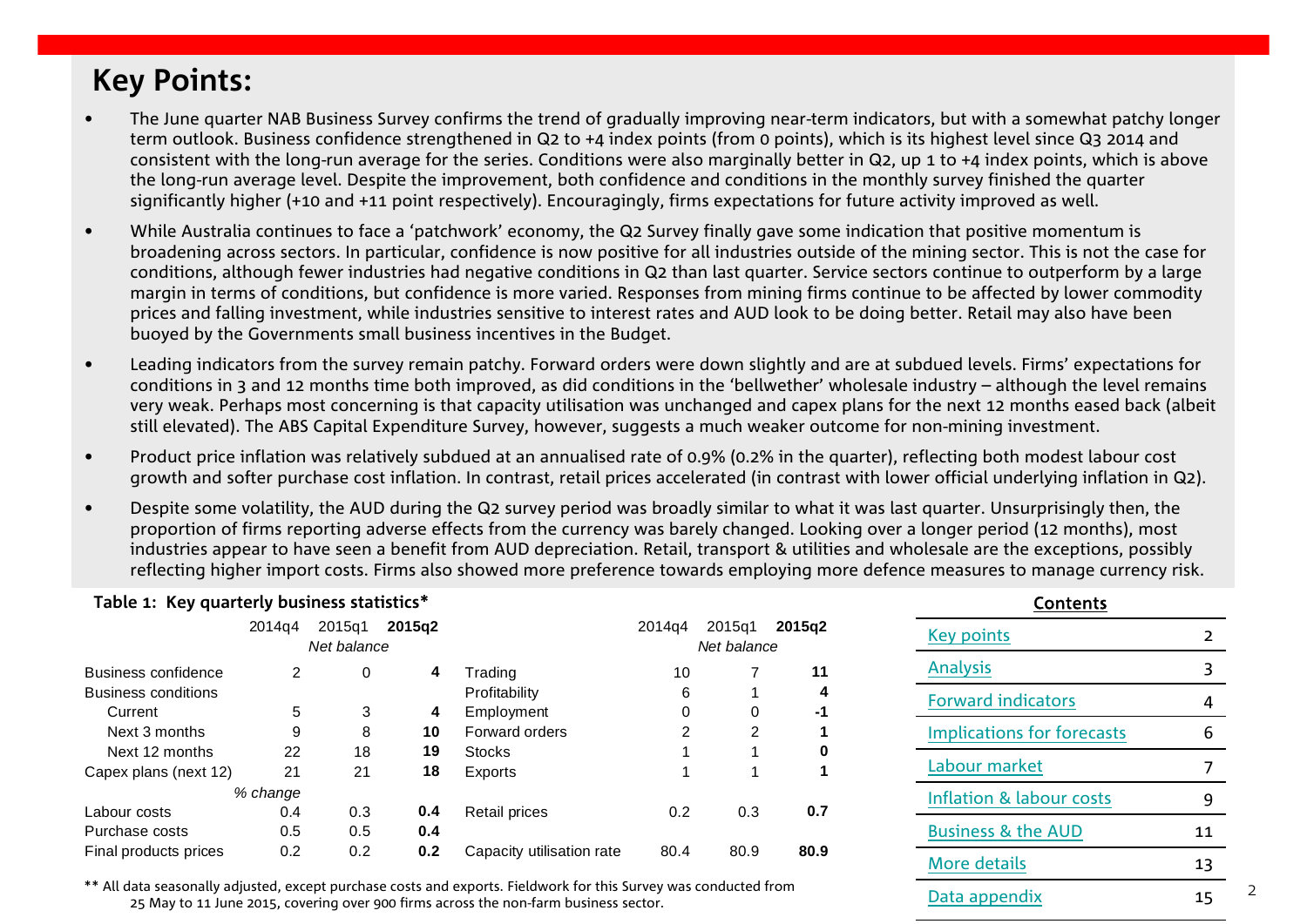# Key Points:

- The June quarter NAB Business Survey confirms the trend of gradually improving near-term indicators, but with a somewhat patchy longer term outlook. Business confidence strengthened in Q2 to +4 index points (from 0 points), which is its highest level since Q3 2014 and consistent with the long-run average for the series. Conditions were also marginally better in Q2, up 1 to +4 index points, which is above the long-run average level. Despite the improvement, both confidence and conditions in the monthly survey finished the quarter significantly higher (+10 and +11 point respectively). Encouragingly, firms expectations for future activity improved as well.
- While Australia continues to face a 'patchwork' economy, the Q2 Survey finally gave some indication that positive momentum is broadening across sectors. In particular, confidence is now positive for all industries outside of the mining sector. This is not the case for conditions, although fewer industries had negative conditions in Q2 than last quarter. Service sectors continue to outperform by a large margin in terms of conditions, but confidence is more varied. Responses from mining firms continue to be affected by lower commodity prices and falling investment, while industries sensitive to interest rates and AUD look to be doing better. Retail may also have been buoyed by the Governments small business incentives in the Budget.
- Leading indicators from the survey remain patchy. Forward orders were down slightly and are at subdued levels. Firms' expectations for conditions in 3 and 12 months time both improved, as did conditions in the 'bellwether' wholesale industry – although the level remains very weak. Perhaps most concerning is that capacity utilisation was unchanged and capex plans for the next 12 months eased back (albeit still elevated). The ABS Capital Expenditure Survey, however, suggests a much weaker outcome for non-mining investment.
- Product price inflation was relatively subdued at an annualised rate of 0.9% (0.2% in the quarter), reflecting both modest labour cost growth and softer purchase cost inflation. In contrast, retail prices accelerated (in contrast with lower official underlying inflation in Q2).
- Despite some volatility, the AUD during the Q2 survey period was broadly similar to what it was last quarter. Unsurprisingly then, the proportion of firms reporting adverse effects from the currency was barely changed. Looking over a longer period (12 months), most industries appear to have seen a benefit from AUD depreciation. Retail, transport & utilities and wholesale are the exceptions, possibly reflecting higher import costs. Firms also showed more preference towards employing more defence measures to manage currency risk.

**Table 1: Key quarterly business statistics***

| | 2014q4 | 2015q1 | **2015q2** | | 2014q4 | 2015q1 | **2015q2** |
|---|---|---|---|---|---|---|---|
| | | *Net balance* | | | | *Net balance* | |
| Business confidence | 2 | 0 | **4** | Trading | 10 | 7 | **11** |
| Business conditions | | | | Profitability | 6 | 1 | **4** |
| Current | 5 | 3 | **4** | Employment | 0 | 0 | **-1** |
| Next 3 months | 9 | 8 | **10** | Forward orders | 2 | 2 | **1** |
| Next 12 months | 22 | 18 | **19** | Stocks | 1 | 1 | **0** |
| Capex plans (next 12) | 21 | 21 | **18** | Exports | 1 | 1 | **1** |
| | *% change* | | | | | | |
| Labour costs | 0.4 | 0.3 | **0.4** | Retail prices | 0.2 | 0.3 | **0.7** |
| Purchase costs | 0.5 | 0.5 | **0.4** | | | | |
| Final products prices | 0.2 | 0.2 | **0.2** | Capacity utilisation rate | 80.4 | 80.9 | **80.9** |

** All data seasonally adjusted, except purchase costs and exports. Fieldwork for this Survey was conducted from 25 May to 11 June 2015, covering over 900 firms across the non-farm business sector.

**Contents**

| | |
|---|---|
| Key points | 2 |
| Analysis | 3 |
| Forward indicators | 4 |
| Implications for forecasts | 6 |
| Labour market | 7 |
| Inflation & labour costs | 9 |
| Business & the AUD | 11 |
| More details | 13 |
| Data appendix | 15 |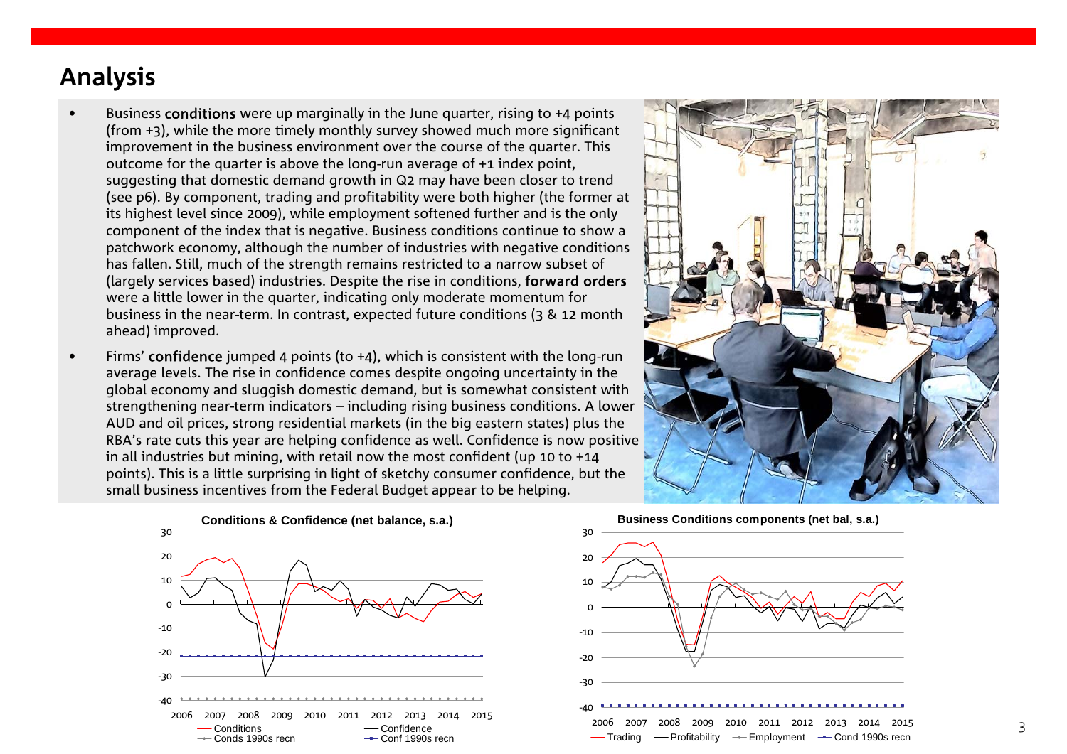# Analysis

- Business **conditions** were up marginally in the June quarter, rising to +4 points (from +3), while the more timely monthly survey showed much more significant improvement in the business environment over the course of the quarter. This outcome for the quarter is above the long-run average of +1 index point, suggesting that domestic demand growth in Q2 may have been closer to trend (see p6). By component, trading and profitability were both higher (the former at its highest level since 2009), while employment softened further and is the only component of the index that is negative. Business conditions continue to show a patchwork economy, although the number of industries with negative conditions has fallen. Still, much of the strength remains restricted to a narrow subset of (largely services based) industries. Despite the rise in conditions, **forward orders** were a little lower in the quarter, indicating only moderate momentum for business in the near-term. In contrast, expected future conditions (3 & 12 month ahead) improved.
- Firms' **confidence** jumped 4 points (to +4), which is consistent with the long-run average levels. The rise in confidence comes despite ongoing uncertainty in the global economy and sluggish domestic demand, but is somewhat consistent with strengthening near-term indicators – including rising business conditions. A lower AUD and oil prices, strong residential markets (in the big eastern states) plus the RBA's rate cuts this year are helping confidence as well. Confidence is now positive in all industries but mining, with retail now the most confident (up 10 to +14 points). This is a little surprising in light of sketchy consumer confidence, but the small business incentives from the Federal Budget appear to be helping.

**Conditions & Confidence (net balance, s.a.)**

Legend: Conditions; Confidence; Conds 1990s recn; Conf 1990s recn

**Business Conditions components (net bal, s.a.)**

Legend: Trading; Profitability; Employment; Cond 1990s recn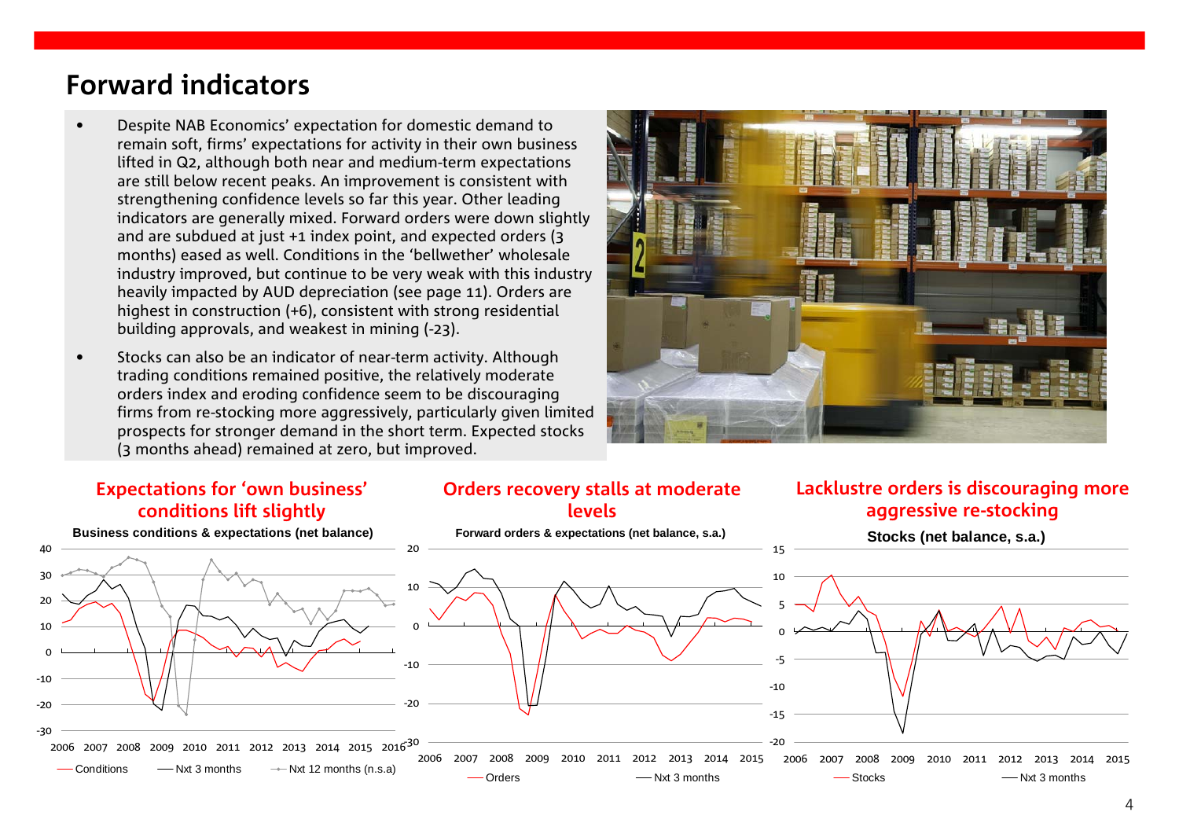# Forward indicators

- Despite NAB Economics' expectation for domestic demand to remain soft, firms' expectations for activity in their own business lifted in Q2, although both near and medium-term expectations are still below recent peaks. An improvement is consistent with strengthening confidence levels so far this year. Other leading indicators are generally mixed. Forward orders were down slightly and are subdued at just +1 index point, and expected orders (3 months) eased as well. Conditions in the 'bellwether' wholesale industry improved, but continue to be very weak with this industry heavily impacted by AUD depreciation (see page 11). Orders are highest in construction (+6), consistent with strong residential building approvals, and weakest in mining (-23).
- Stocks can also be an indicator of near-term activity. Although trading conditions remained positive, the relatively moderate orders index and eroding confidence seem to be discouraging firms from re-stocking more aggressively, particularly given limited prospects for stronger demand in the short term. Expected stocks (3 months ahead) remained at zero, but improved.

## Expectations for 'own business' conditions lift slightly

Business conditions & expectations (net balance)

Legend: Conditions; Nxt 3 months; Nxt 12 months (n.s.a)

## Orders recovery stalls at moderate levels

Forward orders & expectations (net balance, s.a.)

Legend: Orders; Nxt 3 months

## Lacklustre orders is discouraging more aggressive re-stocking

Stocks (net balance, s.a.)

Legend: Stocks; Nxt 3 months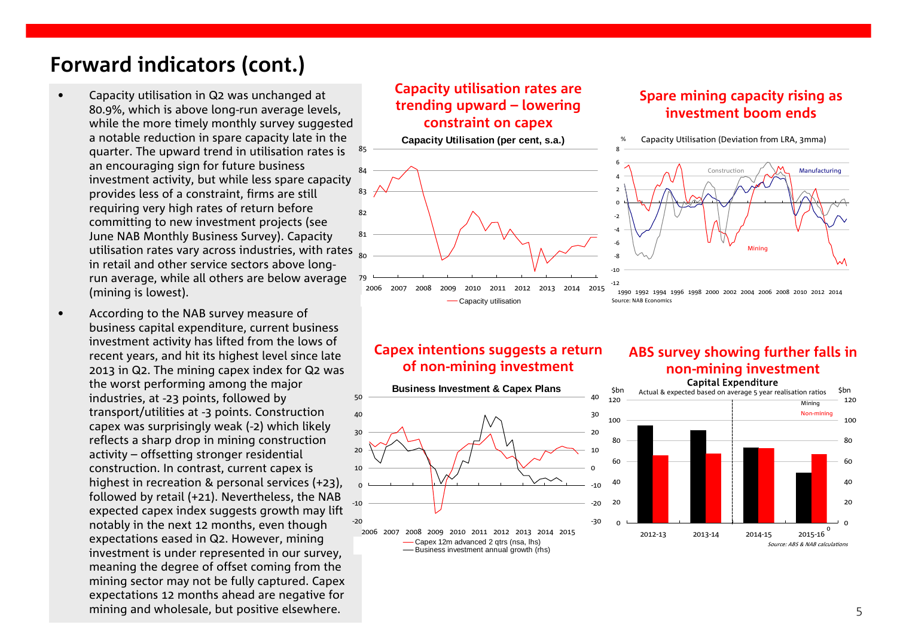# Forward indicators (cont.)

- Capacity utilisation in Q2 was unchanged at 80.9%, which is above long-run average levels, while the more timely monthly survey suggested a notable reduction in spare capacity late in the quarter. The upward trend in utilisation rates is an encouraging sign for future business investment activity, but while less spare capacity provides less of a constraint, firms are still requiring very high rates of return before committing to new investment projects (see June NAB Monthly Business Survey). Capacity utilisation rates vary across industries, with rates in retail and other service sectors above long-run average, while all others are below average (mining is lowest).
- According to the NAB survey measure of business capital expenditure, current business investment activity has lifted from the lows of recent years, and hit its highest level since late 2013 in Q2. The mining capex index for Q2 was the worst performing among the major industries, at -23 points, followed by transport/utilities at -3 points. Construction capex was surprisingly weak (-2) which likely reflects a sharp drop in mining construction activity – offsetting stronger residential construction. In contrast, current capex is highest in recreation & personal services (+23), followed by retail (+21). Nevertheless, the NAB expected capex index suggests growth may lift notably in the next 12 months, even though expectations eased in Q2. However, mining investment is under represented in our survey, meaning the degree of offset coming from the mining sector may not be fully captured. Capex expectations 12 months ahead are negative for mining and wholesale, but positive elsewhere.

## Capacity utilisation rates are trending upward – lowering constraint on capex

**Capacity Utilisation (per cent, s.a.)**

Capacity utilisation

## Spare mining capacity rising as investment boom ends

Capacity Utilisation (Deviation from LRA, 3mma)

Construction, Manufacturing, Mining

Source: NAB Economics

## Capex intentions suggests a return of non-mining investment

**Business Investment & Capex Plans**

Capex 12m advanced 2 qtrs (nsa, lhs)
Business investment annual growth (rhs)

## ABS survey showing further falls in non-mining investment

**Capital Expenditure**

Actual & expected based on average 5 year realisation ratios

Mining, Non-mining

*Source: ABS & NAB calculations*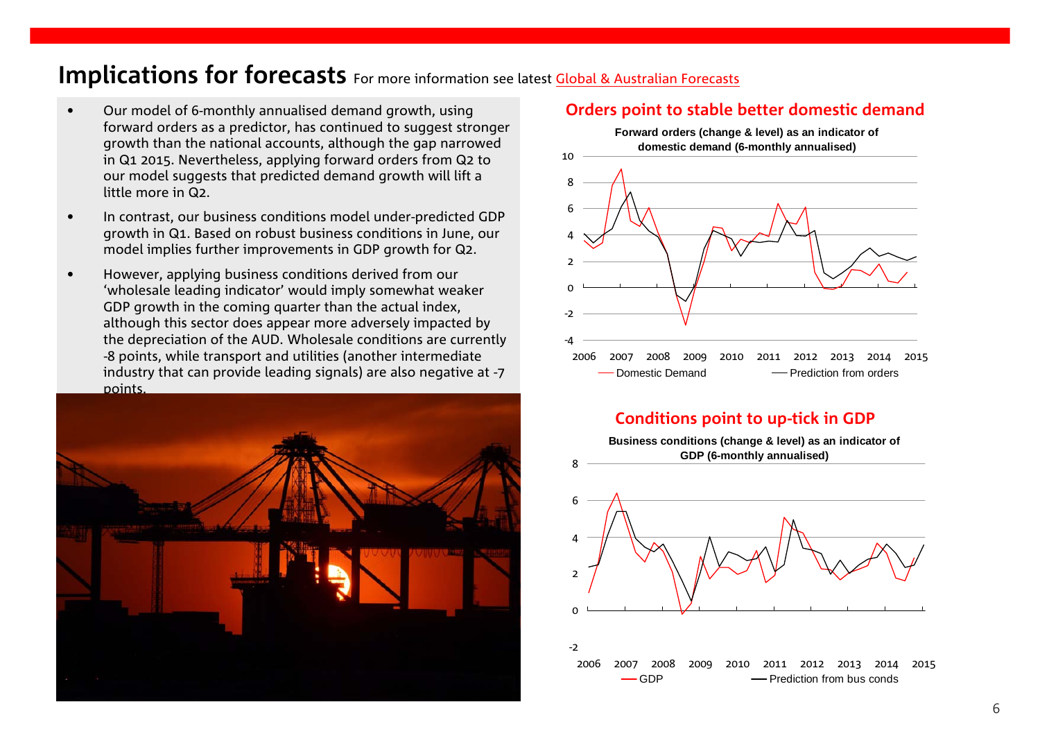# Implications for forecasts

For more information see latest Global & Australian Forecasts

- Our model of 6-monthly annualised demand growth, using forward orders as a predictor, has continued to suggest stronger growth than the national accounts, although the gap narrowed in Q1 2015. Nevertheless, applying forward orders from Q2 to our model suggests that predicted demand growth will lift a little more in Q2.
- In contrast, our business conditions model under-predicted GDP growth in Q1. Based on robust business conditions in June, our model implies further improvements in GDP growth for Q2.
- However, applying business conditions derived from our 'wholesale leading indicator' would imply somewhat weaker GDP growth in the coming quarter than the actual index, although this sector does appear more adversely impacted by the depreciation of the AUD. Wholesale conditions are currently -8 points, while transport and utilities (another intermediate industry that can provide leading signals) are also negative at -7 points.

## Orders point to stable better domestic demand

**Forward orders (change & level) as an indicator of domestic demand (6-monthly annualised)**

Legend: Domestic Demand; Prediction from orders

## Conditions point to up-tick in GDP

**Business conditions (change & level) as an indicator of GDP (6-monthly annualised)**

Legend: GDP; Prediction from bus conds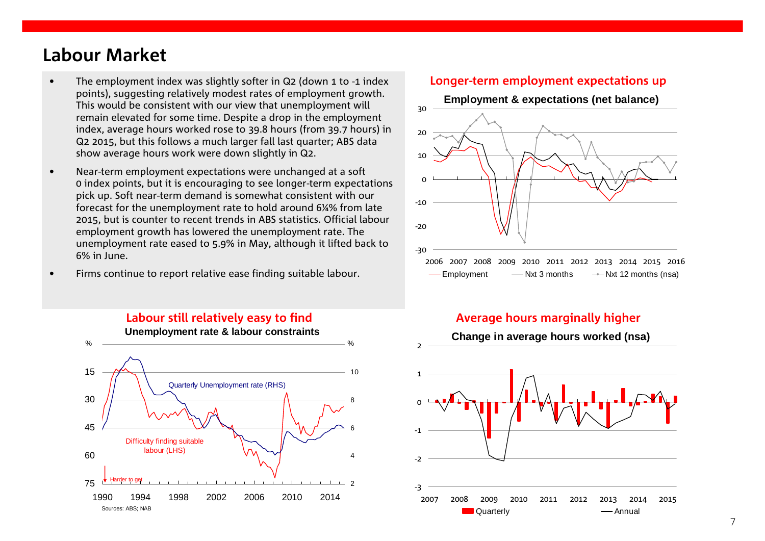# Labour Market

- The employment index was slightly softer in Q2 (down 1 to -1 index points), suggesting relatively modest rates of employment growth. This would be consistent with our view that unemployment will remain elevated for some time. Despite a drop in the employment index, average hours worked rose to 39.8 hours (from 39.7 hours) in Q2 2015, but this follows a much larger fall last quarter; ABS data show average hours work were down slightly in Q2.
- Near-term employment expectations were unchanged at a soft 0 index points, but it is encouraging to see longer-term expectations pick up. Soft near-term demand is somewhat consistent with our forecast for the unemployment rate to hold around 6¼% from late 2015, but is counter to recent trends in ABS statistics. Official labour employment growth has lowered the unemployment rate. The unemployment rate eased to 5.9% in May, although it lifted back to 6% in June.
- Firms continue to report relative ease finding suitable labour.

**Longer-term employment expectations up**

Employment & expectations (net balance)

**Labour still relatively easy to find**

Unemployment rate & labour constraints

Sources: ABS; NAB

**Average hours marginally higher**

Change in average hours worked (nsa)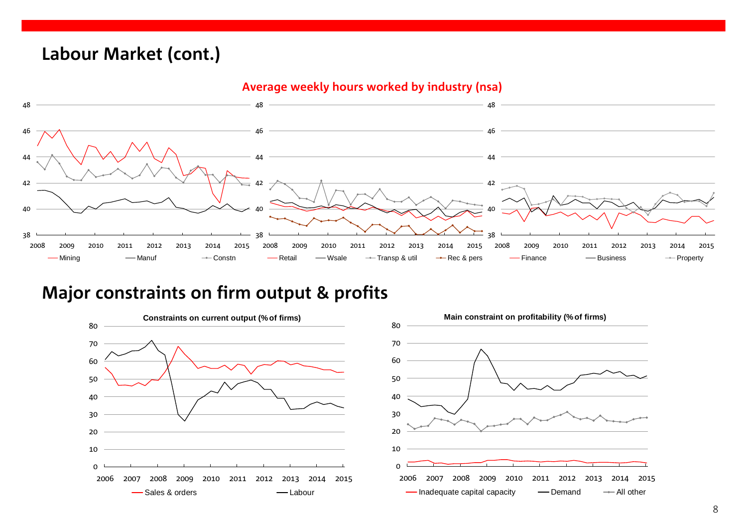## Labour Market (cont.)

**Average weekly hours worked by industry (nsa)**

Mining — Manuf — Constn

Retail — Wsale — Transp & util — Rec & pers

Finance — Business — Property

## Major constraints on firm output & profits

**Constraints on current output (% of firms)**

Sales & orders — Labour

**Main constraint on profitability (% of firms)**

Inadequate capital capacity — Demand — All other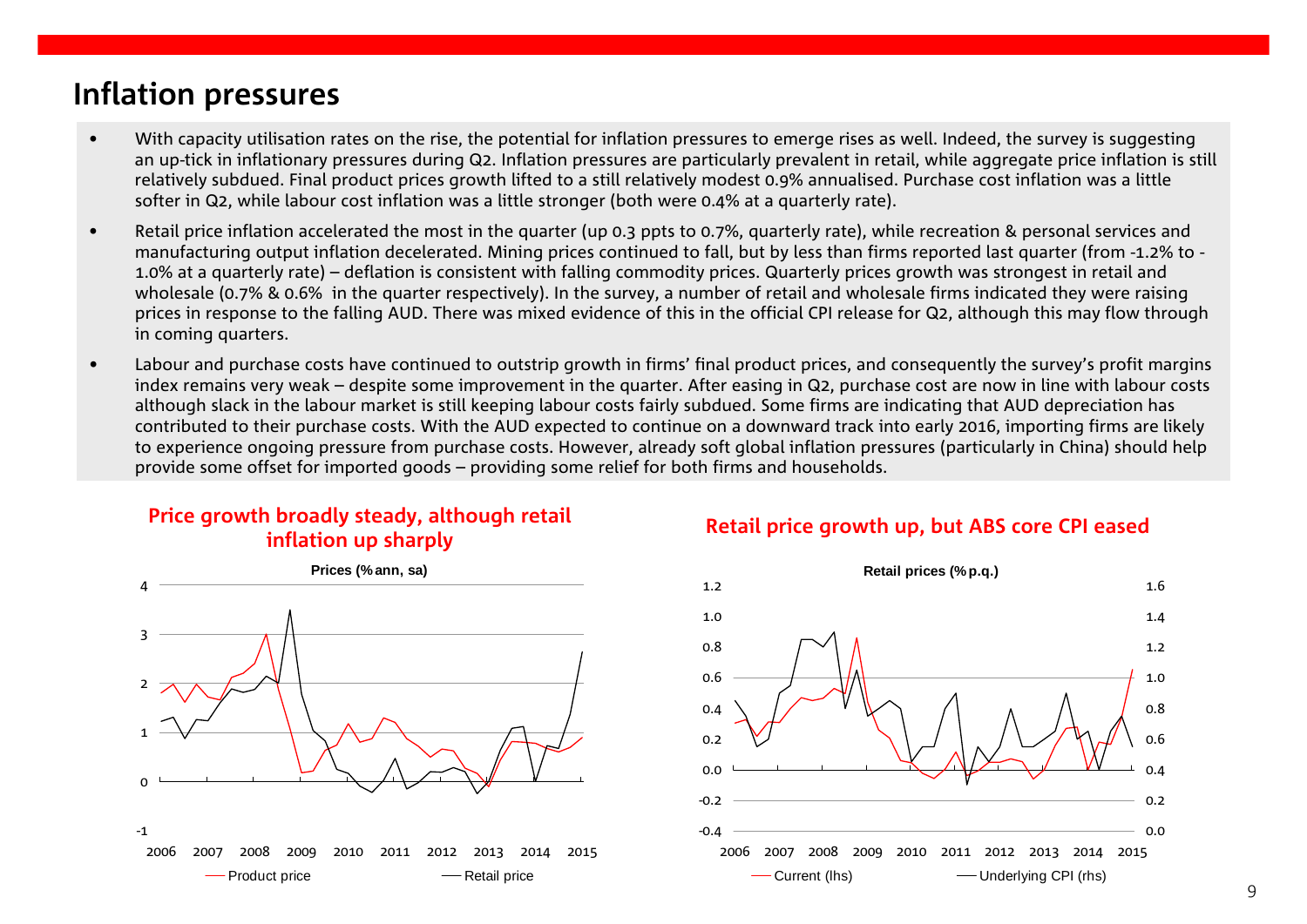# Inflation pressures

- With capacity utilisation rates on the rise, the potential for inflation pressures to emerge rises as well. Indeed, the survey is suggesting an up-tick in inflationary pressures during Q2. Inflation pressures are particularly prevalent in retail, while aggregate price inflation is still relatively subdued. Final product prices growth lifted to a still relatively modest 0.9% annualised. Purchase cost inflation was a little softer in Q2, while labour cost inflation was a little stronger (both were 0.4% at a quarterly rate).
- Retail price inflation accelerated the most in the quarter (up 0.3 ppts to 0.7%, quarterly rate), while recreation & personal services and manufacturing output inflation decelerated. Mining prices continued to fall, but by less than firms reported last quarter (from -1.2% to -1.0% at a quarterly rate) – deflation is consistent with falling commodity prices. Quarterly prices growth was strongest in retail and wholesale (0.7% & 0.6% in the quarter respectively). In the survey, a number of retail and wholesale firms indicated they were raising prices in response to the falling AUD. There was mixed evidence of this in the official CPI release for Q2, although this may flow through in coming quarters.
- Labour and purchase costs have continued to outstrip growth in firms' final product prices, and consequently the survey's profit margins index remains very weak – despite some improvement in the quarter. After easing in Q2, purchase cost are now in line with labour costs although slack in the labour market is still keeping labour costs fairly subdued. Some firms are indicating that AUD depreciation has contributed to their purchase costs. With the AUD expected to continue on a downward track into early 2016, importing firms are likely to experience ongoing pressure from purchase costs. However, already soft global inflation pressures (particularly in China) should help provide some offset for imported goods – providing some relief for both firms and households.

**Price growth broadly steady, although retail inflation up sharply**

**Retail price growth up, but ABS core CPI eased**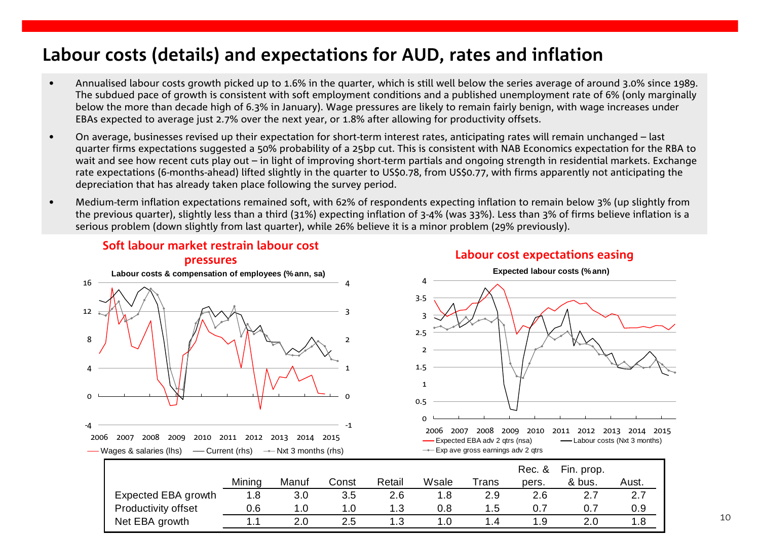# Labour costs (details) and expectations for AUD, rates and inflation

- Annualised labour costs growth picked up to 1.6% in the quarter, which is still well below the series average of around 3.0% since 1989. The subdued pace of growth is consistent with soft employment conditions and a published unemployment rate of 6% (only marginally below the more than decade high of 6.3% in January). Wage pressures are likely to remain fairly benign, with wage increases under EBAs expected to average just 2.7% over the next year, or 1.8% after allowing for productivity offsets.
- On average, businesses revised up their expectation for short-term interest rates, anticipating rates will remain unchanged – last quarter firms expectations suggested a 50% probability of a 25bp cut. This is consistent with NAB Economics expectation for the RBA to wait and see how recent cuts play out – in light of improving short-term partials and ongoing strength in residential markets. Exchange rate expectations (6-months-ahead) lifted slightly in the quarter to US$0.78, from US$0.77, with firms apparently not anticipating the depreciation that has already taken place following the survey period.
- Medium-term inflation expectations remained soft, with 62% of respondents expecting inflation to remain below 3% (up slightly from the previous quarter), slightly less than a third (31%) expecting inflation of 3-4% (was 33%). Less than 3% of firms believe inflation is a serious problem (down slightly from last quarter), while 26% believe it is a minor problem (29% previously).

**Soft labour market restrain labour cost pressures**

Labour costs & compensation of employees (% ann, sa)

Legend: Wages & salaries (lhs); Current (rhs); Nxt 3 months (rhs)

**Labour cost expectations easing**

Expected labour costs (% ann)

Legend: Expected EBA adv 2 qtrs (nsa); Labour costs (Nxt 3 months); Exp ave gross earnings adv 2 qtrs

| | Mining | Manuf | Const | Retail | Wsale | Trans | Rec. & pers. | Fin. prop. & bus. | Aust. |
|---|---|---|---|---|---|---|---|---|---|
| Expected EBA growth | 1.8 | 3.0 | 3.5 | 2.6 | 1.8 | 2.9 | 2.6 | 2.7 | 2.7 |
| Productivity offset | 0.6 | 1.0 | 1.0 | 1.3 | 0.8 | 1.5 | 0.7 | 0.7 | 0.9 |
| Net EBA growth | 1.1 | 2.0 | 2.5 | 1.3 | 1.0 | 1.4 | 1.9 | 2.0 | 1.8 |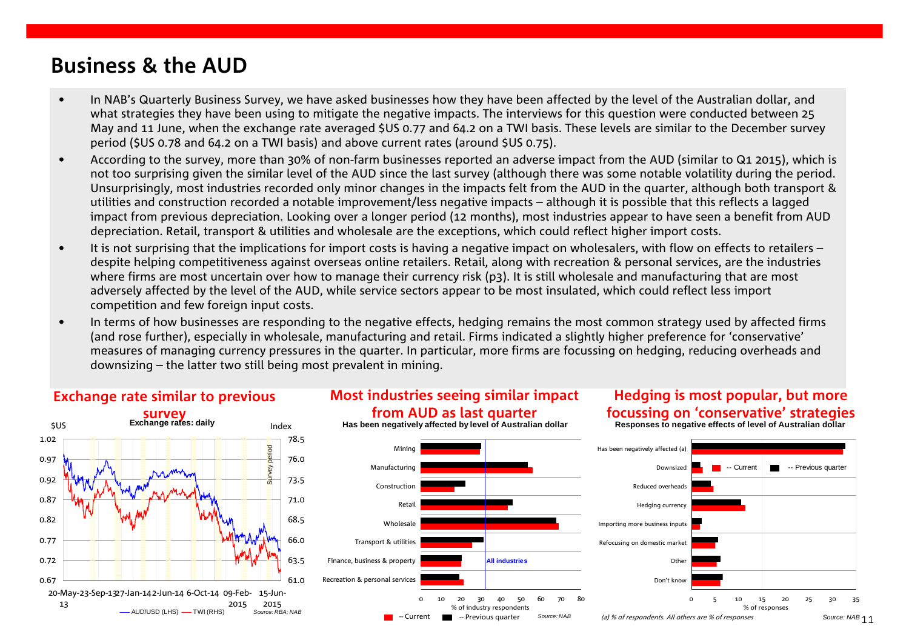# Business & the AUD

- In NAB's Quarterly Business Survey, we have asked businesses how they have been affected by the level of the Australian dollar, and what strategies they have been using to mitigate the negative impacts. The interviews for this question were conducted between 25 May and 11 June, when the exchange rate averaged $US 0.77 and 64.2 on a TWI basis. These levels are similar to the December survey period ($US 0.78 and 64.2 on a TWI basis) and above current rates (around $US 0.75).
- According to the survey, more than 30% of non-farm businesses reported an adverse impact from the AUD (similar to Q1 2015), which is not too surprising given the similar level of the AUD since the last survey (although there was some notable volatility during the period. Unsurprisingly, most industries recorded only minor changes in the impacts felt from the AUD in the quarter, although both transport & utilities and construction recorded a notable improvement/less negative impacts – although it is possible that this reflects a lagged impact from previous depreciation. Looking over a longer period (12 months), most industries appear to have seen a benefit from AUD depreciation. Retail, transport & utilities and wholesale are the exceptions, which could reflect higher import costs.
- It is not surprising that the implications for import costs is having a negative impact on wholesalers, with flow on effects to retailers – despite helping competitiveness against overseas online retailers. Retail, along with recreation & personal services, are the industries where firms are most uncertain over how to manage their currency risk (p3). It is still wholesale and manufacturing that are most adversely affected by the level of the AUD, while service sectors appear to be most insulated, which could reflect less import competition and few foreign input costs.
- In terms of how businesses are responding to the negative effects, hedging remains the most common strategy used by affected firms (and rose further), especially in wholesale, manufacturing and retail. Firms indicated a slightly higher preference for 'conservative' measures of managing currency pressures in the quarter. In particular, more firms are focussing on hedging, reducing overheads and downsizing – the latter two still being most prevalent in mining.

## Exchange rate similar to previous survey

Exchange rates: daily

Source: RBA; NAB

## Most industries seeing similar impact from AUD as last quarter

Has been negatively affected by level of Australian dollar

Source: NAB

## Hedging is most popular, but more focussing on 'conservative' strategies

Responses to negative effects of level of Australian dollar

(a) % of respondents. All others are % of responses

Source: NAB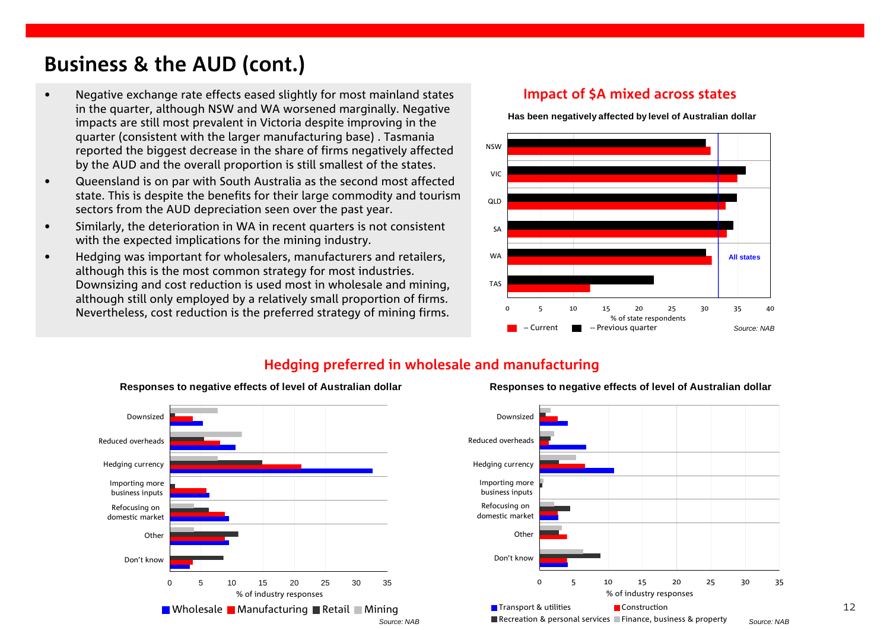# Business & the AUD (cont.)

- Negative exchange rate effects eased slightly for most mainland states in the quarter, although NSW and WA worsened marginally. Negative impacts are still most prevalent in Victoria despite improving in the quarter (consistent with the larger manufacturing base) . Tasmania reported the biggest decrease in the share of firms negatively affected by the AUD and the overall proportion is still smallest of the states.
- Queensland is on par with South Australia as the second most affected state. This is despite the benefits for their large commodity and tourism sectors from the AUD depreciation seen over the past year.
- Similarly, the deterioration in WA in recent quarters is not consistent with the expected implications for the mining industry.
- Hedging was important for wholesalers, manufacturers and retailers, although this is the most common strategy for most industries. Downsizing and cost reduction is used most in wholesale and mining, although still only employed by a relatively small proportion of firms. Nevertheless, cost reduction is the preferred strategy of mining firms.

## Impact of $A mixed across states

**Has been negatively affected by level of Australian dollar**

Chart: % of state respondents — Current vs Previous quarter, by state (NSW, VIC, QLD, SA, WA, TAS), with "All states" reference line.

Source: NAB

## Hedging preferred in wholesale and manufacturing

**Responses to negative effects of level of Australian dollar**

Chart: % of industry responses for Downsized, Reduced overheads, Hedging currency, Importing more business inputs, Refocusing on domestic market, Other, Don't know — Wholesale, Manufacturing, Retail, Mining.

Source: NAB

**Responses to negative effects of level of Australian dollar**

Chart: % of industry responses for Downsized, Reduced overheads, Hedging currency, Importing more business inputs, Refocusing on domestic market, Other, Don't know — Transport & utilities, Construction, Recreation & personal services, Finance, business & property.

Source: NAB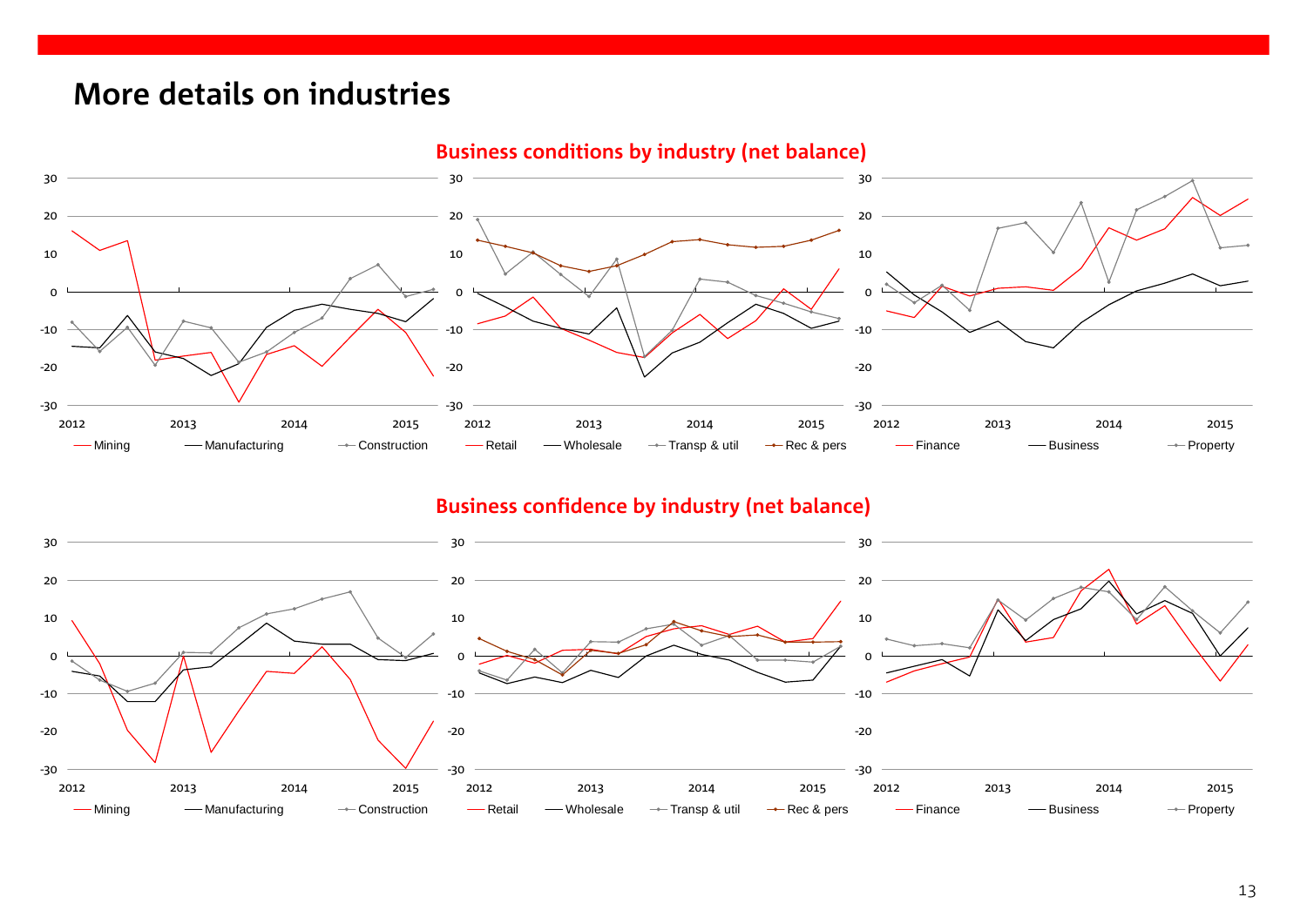# More details on industries

## Business conditions by industry (net balance)

Mining — Manufacturing — Construction

Retail — Wholesale — Transp & util — Rec & pers

Finance — Business — Property

## Business confidence by industry (net balance)

Mining — Manufacturing — Construction

Retail — Wholesale — Transp & util — Rec & pers

Finance — Business — Property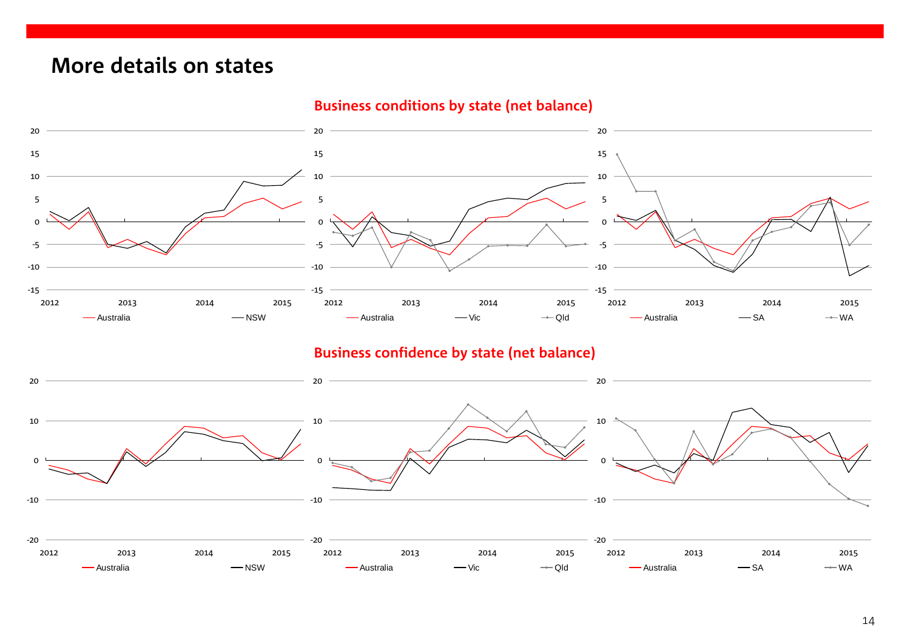# More details on states

**Business conditions by state (net balance)**

20
15
10
5
0
-5
-10
-15

2012 2013 2014 2015

Australia NSW

2012 2013 2014 2015

Australia Vic Qld

2012 2013 2014 2015

Australia SA WA

**Business confidence by state (net balance)**

20
10
0
-10
-20

2012 2013 2014 2015

Australia NSW

2012 2013 2014 2015

Australia Vic Qld

2012 2013 2014 2015

Australia SA WA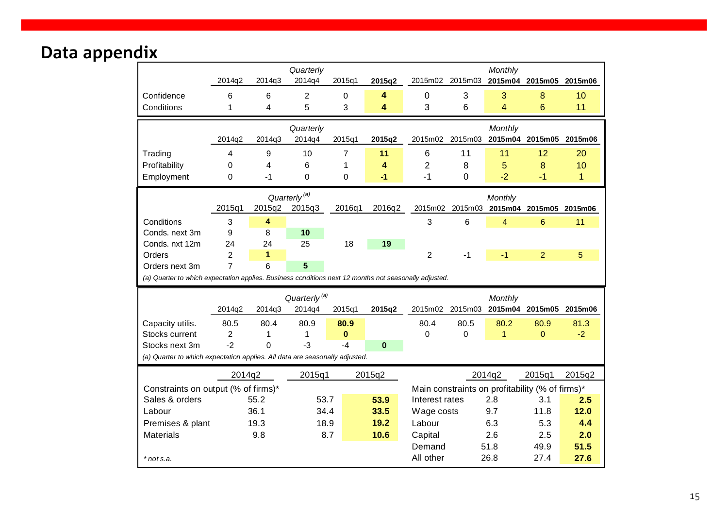# Data appendix

| | Quarterly | | | | | Monthly | | | | |
|---|---|---|---|---|---|---|---|---|---|---|
| | 2014q2 | 2014q3 | 2014q4 | 2015q1 | **2015q2** | 2015m02 | 2015m03 | **2015m04** | **2015m05** | **2015m06** |
| Confidence | 6 | 6 | 2 | 0 | **4** | 0 | 3 | 3 | 8 | 10 |
| Conditions | 1 | 4 | 5 | 3 | **4** | 3 | 6 | 4 | 6 | 11 |

| | Quarterly | | | | | Monthly | | | | |
|---|---|---|---|---|---|---|---|---|---|---|
| | 2014q2 | 2014q3 | 2014q4 | 2015q1 | **2015q2** | 2015m02 | 2015m03 | **2015m04** | **2015m05** | **2015m06** |
| Trading | 4 | 9 | 10 | 7 | **11** | 6 | 11 | 11 | 12 | 20 |
| Profitability | 0 | 4 | 6 | 1 | **4** | 2 | 8 | 5 | 8 | 10 |
| Employment | 0 | -1 | 0 | 0 | **-1** | -1 | 0 | -2 | -1 | 1 |

| | Quarterly [(a)] | | | | | Monthly | | | | |
|---|---|---|---|---|---|---|---|---|---|---|
| | 2015q1 | 2015q2 | 2015q3 | 2016q1 | 2016q2 | 2015m02 | 2015m03 | **2015m04** | **2015m05** | **2015m06** |
| Conditions | 3 | **4** | | | | 3 | 6 | 4 | 6 | 11 |
| Conds. next 3m | 9 | 8 | **10** | | | | | | | |
| Conds. nxt 12m | 24 | 24 | 25 | 18 | **19** | | | | | |
| Orders | 2 | **1** | | | | 2 | -1 | -1 | 2 | 5 |
| Orders next 3m | 7 | 6 | **5** | | | | | | | |

*(a) Quarter to which expectation applies. Business conditions next 12 months not seasonally adjusted.*

| | Quarterly [(a)] | | | | | Monthly | | | | |
|---|---|---|---|---|---|---|---|---|---|---|
| | 2014q2 | 2014q3 | 2014q4 | 2015q1 | **2015q2** | 2015m02 | 2015m03 | **2015m04** | **2015m05** | **2015m06** |
| Capacity utilis. | 80.5 | 80.4 | 80.9 | **80.9** | | 80.4 | 80.5 | 80.2 | 80.9 | 81.3 |
| Stocks current | 2 | 1 | 1 | **0** | | 0 | 0 | 1 | 0 | -2 |
| Stocks next 3m | -2 | 0 | -3 | -4 | **0** | | | | | |

*(a) Quarter to which expectation applies. All data are seasonally adjusted.*

| Constraints on output (% of firms)* | 2014q2 | 2015q1 | 2015q2 |
|---|---|---|---|
| Sales & orders | 55.2 | 53.7 | **53.9** |
| Labour | 36.1 | 34.4 | **33.5** |
| Premises & plant | 19.3 | 18.9 | **19.2** |
| Materials | 9.8 | 8.7 | **10.6** |

| Main constraints on profitability (% of firms)* | 2014q2 | 2015q1 | 2015q2 |
|---|---|---|---|
| Interest rates | 2.8 | 3.1 | **2.5** |
| Wage costs | 9.7 | 11.8 | **12.0** |
| Labour | 6.3 | 5.3 | **4.4** |
| Capital | 2.6 | 2.5 | **2.0** |
| Demand | 51.8 | 49.9 | **51.5** |
| All other | 26.8 | 27.4 | **27.6** |

*\* not s.a.*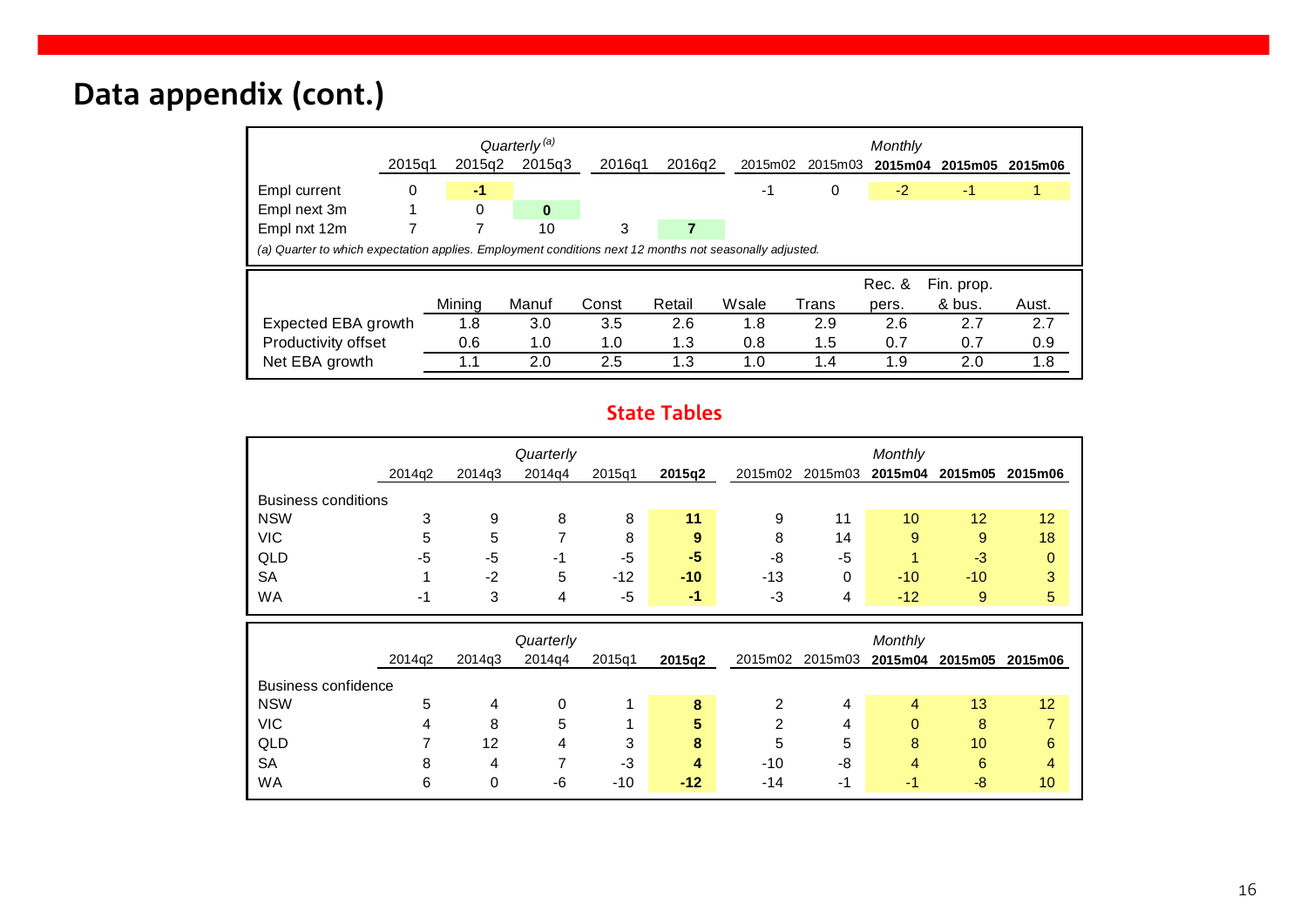# Data appendix (cont.)

| | Quarterly[a] | | | | | Monthly | | | | |
|---|---|---|---|---|---|---|---|---|---|---|
| | 2015q1 | 2015q2 | 2015q3 | 2016q1 | 2016q2 | 2015m02 | 2015m03 | **2015m04** | **2015m05** | **2015m06** |
| Empl current | 0 | **-1** | | | | -1 | 0 | -2 | -1 | 1 |
| Empl next 3m | 1 | 0 | **0** | | | | | | | |
| Empl nxt 12m | 7 | 7 | 10 | 3 | **7** | | | | | |

*(a) Quarter to which expectation applies. Employment conditions next 12 months not seasonally adjusted.*

| | Mining | Manuf | Const | Retail | Wsale | Trans | Rec. & pers. | Fin. prop. & bus. | Aust. |
|---|---|---|---|---|---|---|---|---|---|
| Expected EBA growth | 1.8 | 3.0 | 3.5 | 2.6 | 1.8 | 2.9 | 2.6 | 2.7 | 2.7 |
| Productivity offset | 0.6 | 1.0 | 1.0 | 1.3 | 0.8 | 1.5 | 0.7 | 0.7 | 0.9 |
| Net EBA growth | 1.1 | 2.0 | 2.5 | 1.3 | 1.0 | 1.4 | 1.9 | 2.0 | 1.8 |

## State Tables

| | Quarterly | | | | | Monthly | | | | |
|---|---|---|---|---|---|---|---|---|---|---|
| | 2014q2 | 2014q3 | 2014q4 | 2015q1 | **2015q2** | 2015m02 | 2015m03 | **2015m04** | **2015m05** | **2015m06** |
| Business conditions | | | | | | | | | | |
| NSW | 3 | 9 | 8 | 8 | **11** | 9 | 11 | 10 | 12 | 12 |
| VIC | 5 | 5 | 7 | 8 | **9** | 8 | 14 | 9 | 9 | 18 |
| QLD | -5 | -5 | -1 | -5 | **-5** | -8 | -5 | 1 | -3 | 0 |
| SA | 1 | -2 | 5 | -12 | **-10** | -13 | 0 | -10 | -10 | 3 |
| WA | -1 | 3 | 4 | -5 | **-1** | -3 | 4 | -12 | 9 | 5 |

| | Quarterly | | | | | Monthly | | | | |
|---|---|---|---|---|---|---|---|---|---|---|
| | 2014q2 | 2014q3 | 2014q4 | 2015q1 | **2015q2** | 2015m02 | 2015m03 | **2015m04** | **2015m05** | **2015m06** |
| Business confidence | | | | | | | | | | |
| NSW | 5 | 4 | 0 | 1 | **8** | 2 | 4 | 4 | 13 | 12 |
| VIC | 4 | 8 | 5 | 1 | **5** | 2 | 4 | 0 | 8 | 7 |
| QLD | 7 | 12 | 4 | 3 | **8** | 5 | 5 | 8 | 10 | 6 |
| SA | 8 | 4 | 7 | -3 | **4** | -10 | -8 | 4 | 6 | 4 |
| WA | 6 | 0 | -6 | -10 | **-12** | -14 | -1 | -1 | -8 | 10 |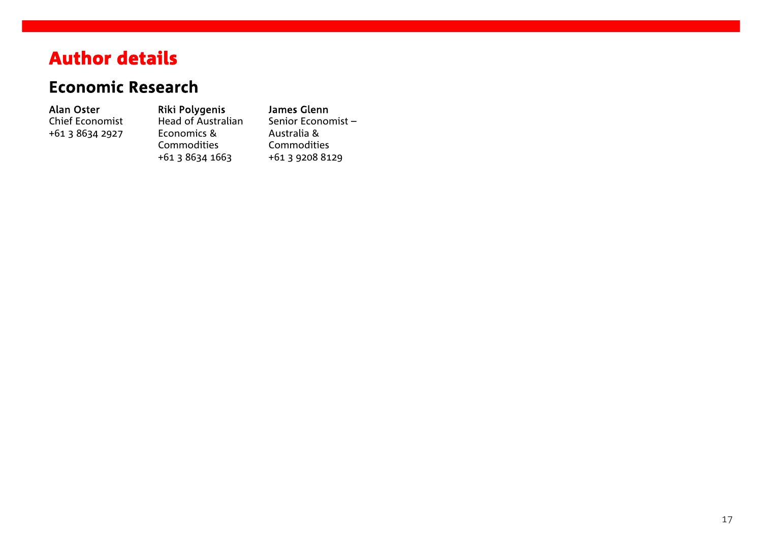# Author details

## Economic Research

**Alan Oster**
Chief Economist
+61 3 8634 2927

**Riki Polygenis**
Head of Australian Economics & Commodities
+61 3 8634 1663

**James Glenn**
Senior Economist – Australia & Commodities
+61 3 9208 8129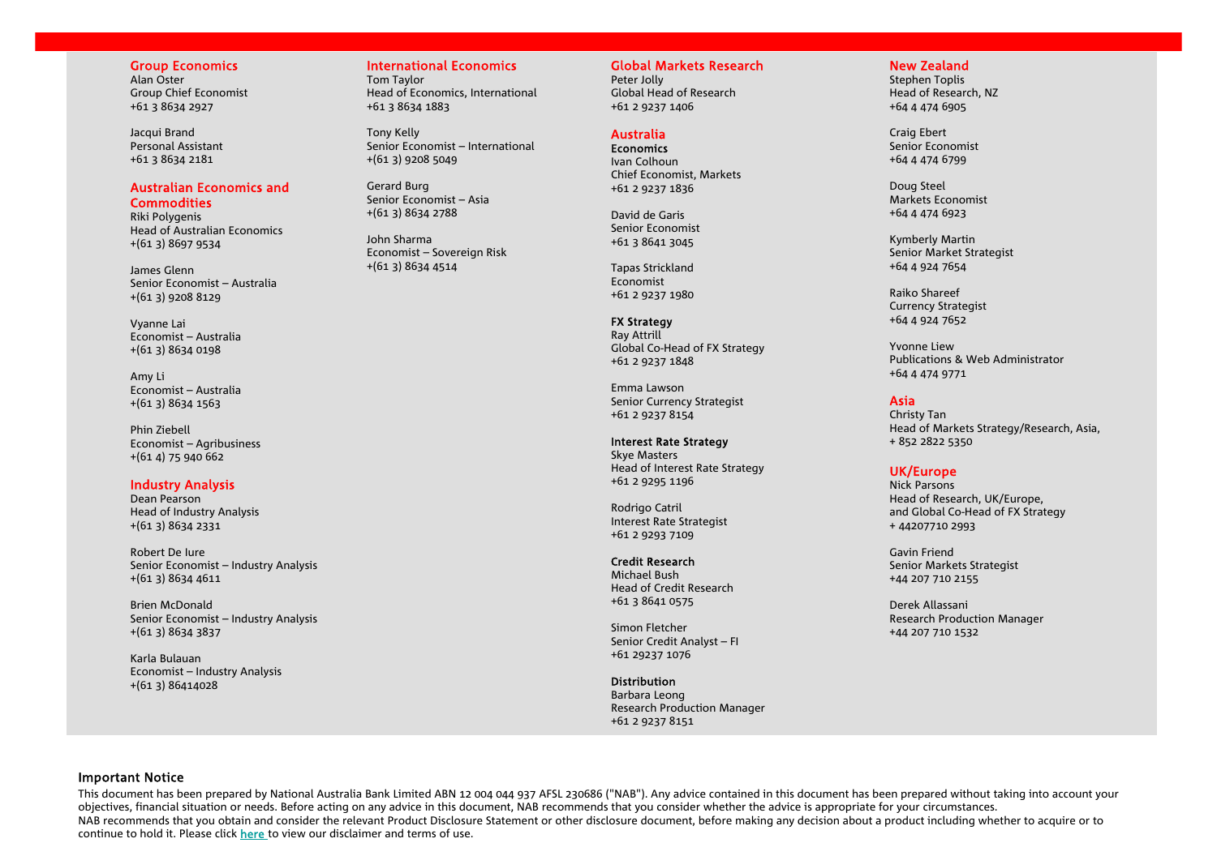## Group Economics

Alan Oster
Group Chief Economist
+61 3 8634 2927

Jacqui Brand
Personal Assistant
+61 3 8634 2181

## Australian Economics and Commodities

Riki Polygenis
Head of Australian Economics
+(61 3) 8697 9534

James Glenn
Senior Economist – Australia
+(61 3) 9208 8129

Vyanne Lai
Economist – Australia
+(61 3) 8634 0198

Amy Li
Economist – Australia
+(61 3) 8634 1563

Phin Ziebell
Economist – Agribusiness
+(61 4) 75 940 662

## Industry Analysis

Dean Pearson
Head of Industry Analysis
+(61 3) 8634 2331

Robert De Iure
Senior Economist – Industry Analysis
+(61 3) 8634 4611

Brien McDonald
Senior Economist – Industry Analysis
+(61 3) 8634 3837

Karla Bulauan
Economist – Industry Analysis
+(61 3) 86414028

## International Economics

Tom Taylor
Head of Economics, International
+61 3 8634 1883

Tony Kelly
Senior Economist – International
+(61 3) 9208 5049

Gerard Burg
Senior Economist – Asia
+(61 3) 8634 2788

John Sharma
Economist – Sovereign Risk
+(61 3) 8634 4514

## Global Markets Research

Peter Jolly
Global Head of Research
+61 2 9237 1406

## Australia

**Economics**

Ivan Colhoun
Chief Economist, Markets
+61 2 9237 1836

David de Garis
Senior Economist
+61 3 8641 3045

Tapas Strickland
Economist
+61 2 9237 1980

**FX Strategy**

Ray Attrill
Global Co-Head of FX Strategy
+61 2 9237 1848

Emma Lawson
Senior Currency Strategist
+61 2 9237 8154

**Interest Rate Strategy**

Skye Masters
Head of Interest Rate Strategy
+61 2 9295 1196

Rodrigo Catril
Interest Rate Strategist
+61 2 9293 7109

**Credit Research**

Michael Bush
Head of Credit Research
+61 3 8641 0575

Simon Fletcher
Senior Credit Analyst – FI
+61 29237 1076

**Distribution**

Barbara Leong
Research Production Manager
+61 2 9237 8151

## New Zealand

Stephen Toplis
Head of Research, NZ
+64 4 474 6905

Craig Ebert
Senior Economist
+64 4 474 6799

Doug Steel
Markets Economist
+64 4 474 6923

Kymberly Martin
Senior Market Strategist
+64 4 924 7654

Raiko Shareef
Currency Strategist
+64 4 924 7652

Yvonne Liew
Publications & Web Administrator
+64 4 474 9771

## Asia

Christy Tan
Head of Markets Strategy/Research, Asia,
+ 852 2822 5350

## UK/Europe

Nick Parsons
Head of Research, UK/Europe,
and Global Co-Head of FX Strategy
+ 44207710 2993

Gavin Friend
Senior Markets Strategist
+44 207 710 2155

Derek Allassani
Research Production Manager
+44 207 710 1532

### Important Notice

This document has been prepared by National Australia Bank Limited ABN 12 004 044 937 AFSL 230686 ("NAB"). Any advice contained in this document has been prepared without taking into account your objectives, financial situation or needs. Before acting on any advice in this document, NAB recommends that you consider whether the advice is appropriate for your circumstances.
NAB recommends that you obtain and consider the relevant Product Disclosure Statement or other disclosure document, before making any decision about a product including whether to acquire or to continue to hold it. Please click **here** to view our disclaimer and terms of use.